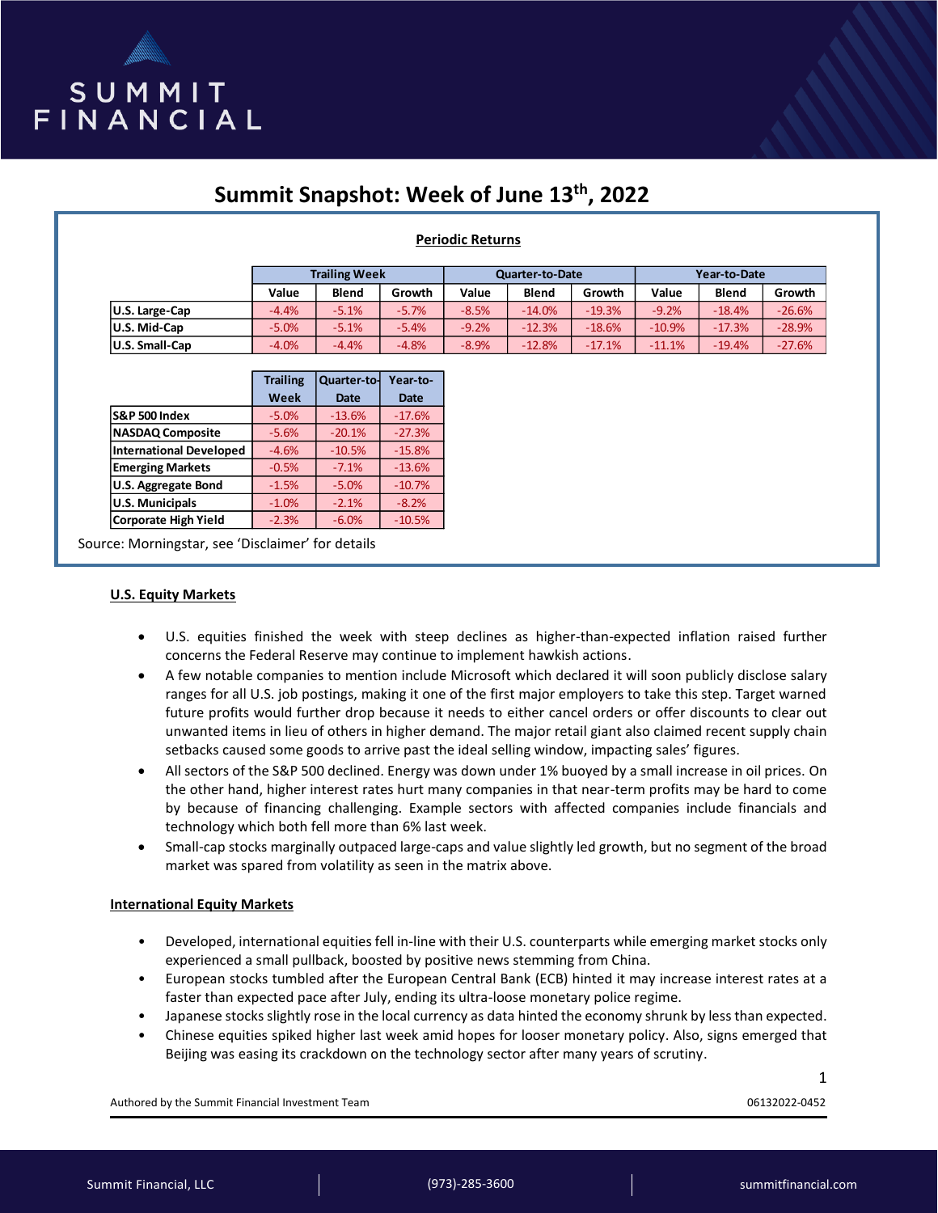# Summit Snapshot: Week of June 13th, 2022

**Periodic Returns**

| | Trailing Week | | | Quarter-to-Date | | | Year-to-Date | | |
|---|---|---|---|---|---|---|---|---|---|
| | Value | Blend | Growth | Value | Blend | Growth | Value | Blend | Growth |
| **U.S. Large-Cap** | -4.4% | -5.1% | -5.7% | -8.5% | -14.0% | -19.3% | -9.2% | -18.4% | -26.6% |
| **U.S. Mid-Cap** | -5.0% | -5.1% | -5.4% | -9.2% | -12.3% | -18.6% | -10.9% | -17.3% | -28.9% |
| **U.S. Small-Cap** | -4.0% | -4.4% | -4.8% | -8.9% | -12.8% | -17.1% | -11.1% | -19.4% | -27.6% |

| | Trailing Week | Quarter-to-Date | Year-to-Date |
|---|---|---|---|
| **S&P 500 Index** | -5.0% | -13.6% | -17.6% |
| **NASDAQ Composite** | -5.6% | -20.1% | -27.3% |
| **International Developed** | -4.6% | -10.5% | -15.8% |
| **Emerging Markets** | -0.5% | -7.1% | -13.6% |
| **U.S. Aggregate Bond** | -1.5% | -5.0% | -10.7% |
| **U.S. Municipals** | -1.0% | -2.1% | -8.2% |
| **Corporate High Yield** | -2.3% | -6.0% | -10.5% |

Source: Morningstar, see 'Disclaimer' for details

## U.S. Equity Markets

- U.S. equities finished the week with steep declines as higher-than-expected inflation raised further concerns the Federal Reserve may continue to implement hawkish actions.
- A few notable companies to mention include Microsoft which declared it will soon publicly disclose salary ranges for all U.S. job postings, making it one of the first major employers to take this step. Target warned future profits would further drop because it needs to either cancel orders or offer discounts to clear out unwanted items in lieu of others in higher demand. The major retail giant also claimed recent supply chain setbacks caused some goods to arrive past the ideal selling window, impacting sales' figures.
- All sectors of the S&P 500 declined. Energy was down under 1% buoyed by a small increase in oil prices. On the other hand, higher interest rates hurt many companies in that near-term profits may be hard to come by because of financing challenging. Example sectors with affected companies include financials and technology which both fell more than 6% last week.
- Small-cap stocks marginally outpaced large-caps and value slightly led growth, but no segment of the broad market was spared from volatility as seen in the matrix above.

## International Equity Markets

- Developed, international equities fell in-line with their U.S. counterparts while emerging market stocks only experienced a small pullback, boosted by positive news stemming from China.
- European stocks tumbled after the European Central Bank (ECB) hinted it may increase interest rates at a faster than expected pace after July, ending its ultra-loose monetary police regime.
- Japanese stocks slightly rose in the local currency as data hinted the economy shrunk by less than expected.
- Chinese equities spiked higher last week amid hopes for looser monetary policy. Also, signs emerged that Beijing was easing its crackdown on the technology sector after many years of scrutiny.

Authored by the Summit Financial Investment Team

06132022-0452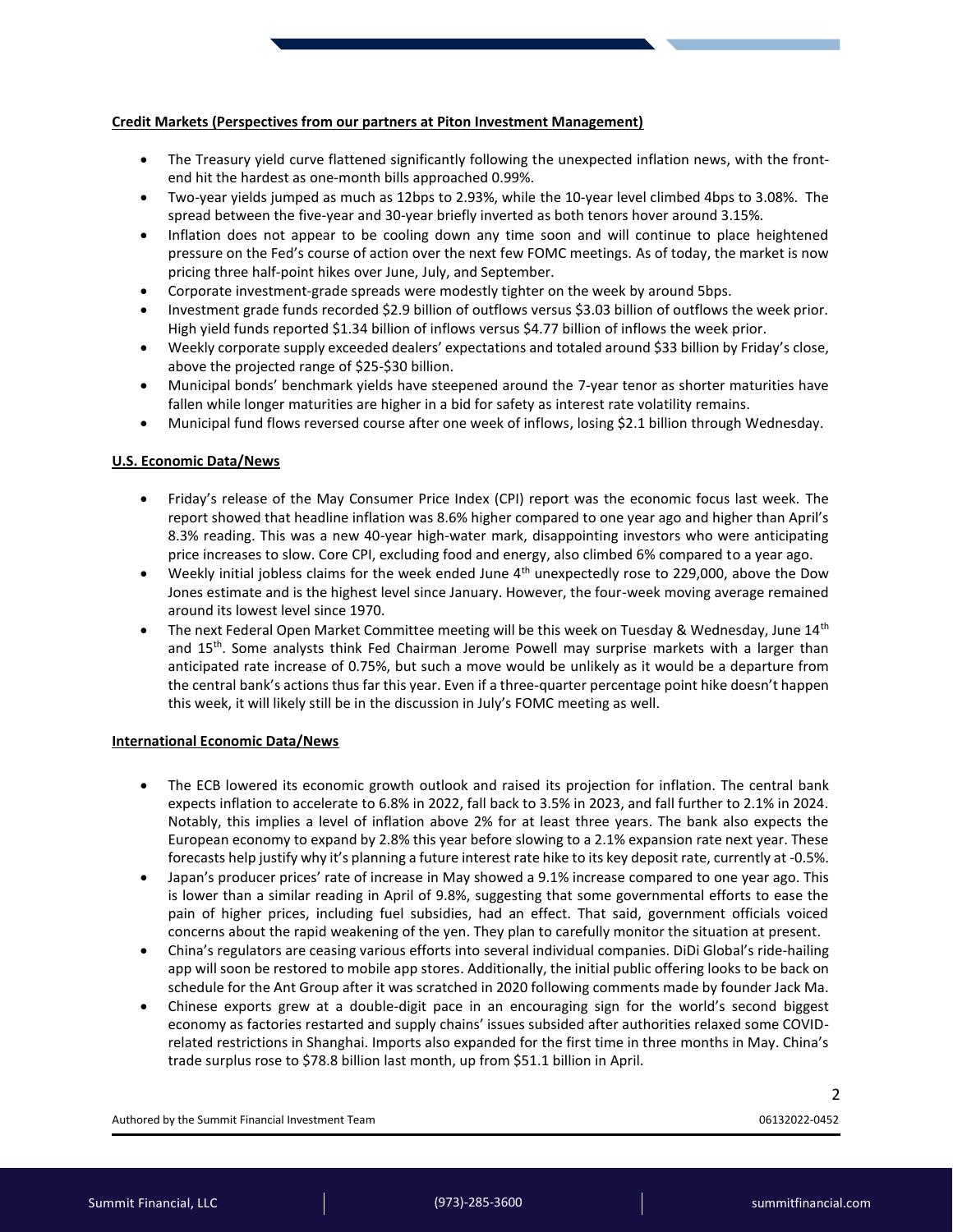**Credit Markets (Perspectives from our partners at Piton Investment Management)**

- The Treasury yield curve flattened significantly following the unexpected inflation news, with the front-end hit the hardest as one-month bills approached 0.99%.
- Two-year yields jumped as much as 12bps to 2.93%, while the 10-year level climbed 4bps to 3.08%. The spread between the five-year and 30-year briefly inverted as both tenors hover around 3.15%.
- Inflation does not appear to be cooling down any time soon and will continue to place heightened pressure on the Fed's course of action over the next few FOMC meetings. As of today, the market is now pricing three half-point hikes over June, July, and September.
- Corporate investment-grade spreads were modestly tighter on the week by around 5bps.
- Investment grade funds recorded $2.9 billion of outflows versus $3.03 billion of outflows the week prior. High yield funds reported $1.34 billion of inflows versus $4.77 billion of inflows the week prior.
- Weekly corporate supply exceeded dealers' expectations and totaled around $33 billion by Friday's close, above the projected range of $25-$30 billion.
- Municipal bonds' benchmark yields have steepened around the 7-year tenor as shorter maturities have fallen while longer maturities are higher in a bid for safety as interest rate volatility remains.
- Municipal fund flows reversed course after one week of inflows, losing $2.1 billion through Wednesday.

**U.S. Economic Data/News**

- Friday's release of the May Consumer Price Index (CPI) report was the economic focus last week. The report showed that headline inflation was 8.6% higher compared to one year ago and higher than April's 8.3% reading. This was a new 40-year high-water mark, disappointing investors who were anticipating price increases to slow. Core CPI, excluding food and energy, also climbed 6% compared to a year ago.
- Weekly initial jobless claims for the week ended June 4th unexpectedly rose to 229,000, above the Dow Jones estimate and is the highest level since January. However, the four-week moving average remained around its lowest level since 1970.
- The next Federal Open Market Committee meeting will be this week on Tuesday & Wednesday, June 14th and 15th. Some analysts think Fed Chairman Jerome Powell may surprise markets with a larger than anticipated rate increase of 0.75%, but such a move would be unlikely as it would be a departure from the central bank's actions thus far this year. Even if a three-quarter percentage point hike doesn't happen this week, it will likely still be in the discussion in July's FOMC meeting as well.

**International Economic Data/News**

- The ECB lowered its economic growth outlook and raised its projection for inflation. The central bank expects inflation to accelerate to 6.8% in 2022, fall back to 3.5% in 2023, and fall further to 2.1% in 2024. Notably, this implies a level of inflation above 2% for at least three years. The bank also expects the European economy to expand by 2.8% this year before slowing to a 2.1% expansion rate next year. These forecasts help justify why it's planning a future interest rate hike to its key deposit rate, currently at -0.5%.
- Japan's producer prices' rate of increase in May showed a 9.1% increase compared to one year ago. This is lower than a similar reading in April of 9.8%, suggesting that some governmental efforts to ease the pain of higher prices, including fuel subsidies, had an effect. That said, government officials voiced concerns about the rapid weakening of the yen. They plan to carefully monitor the situation at present.
- China's regulators are ceasing various efforts into several individual companies. DiDi Global's ride-hailing app will soon be restored to mobile app stores. Additionally, the initial public offering looks to be back on schedule for the Ant Group after it was scratched in 2020 following comments made by founder Jack Ma.
- Chinese exports grew at a double-digit pace in an encouraging sign for the world's second biggest economy as factories restarted and supply chains' issues subsided after authorities relaxed some COVID-related restrictions in Shanghai. Imports also expanded for the first time in three months in May. China's trade surplus rose to $78.8 billion last month, up from $51.1 billion in April.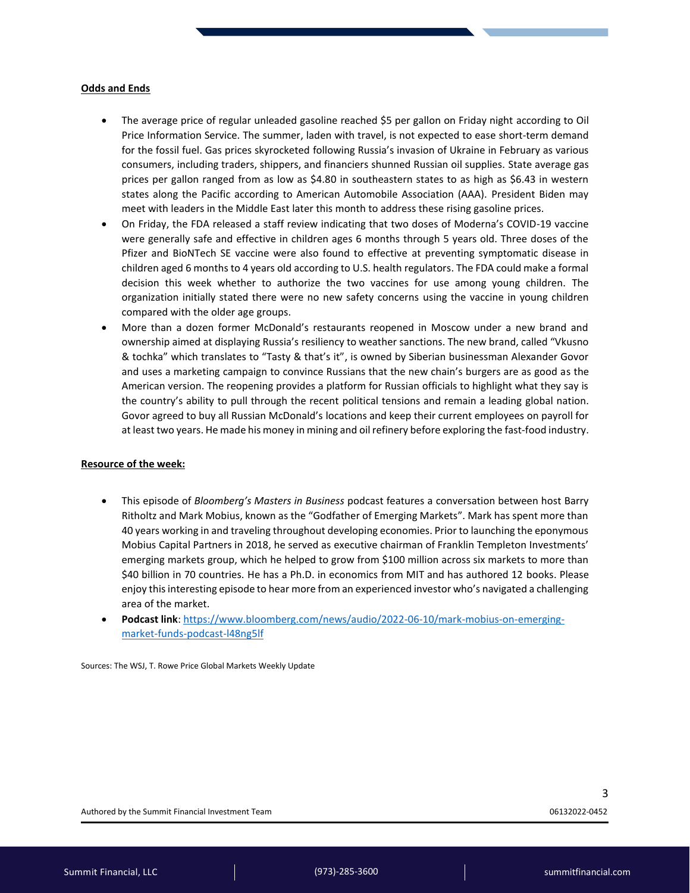**Odds and Ends**

- The average price of regular unleaded gasoline reached $5 per gallon on Friday night according to Oil Price Information Service. The summer, laden with travel, is not expected to ease short-term demand for the fossil fuel. Gas prices skyrocketed following Russia's invasion of Ukraine in February as various consumers, including traders, shippers, and financiers shunned Russian oil supplies. State average gas prices per gallon ranged from as low as $4.80 in southeastern states to as high as $6.43 in western states along the Pacific according to American Automobile Association (AAA). President Biden may meet with leaders in the Middle East later this month to address these rising gasoline prices.
- On Friday, the FDA released a staff review indicating that two doses of Moderna's COVID-19 vaccine were generally safe and effective in children ages 6 months through 5 years old. Three doses of the Pfizer and BioNTech SE vaccine were also found to effective at preventing symptomatic disease in children aged 6 months to 4 years old according to U.S. health regulators. The FDA could make a formal decision this week whether to authorize the two vaccines for use among young children. The organization initially stated there were no new safety concerns using the vaccine in young children compared with the older age groups.
- More than a dozen former McDonald's restaurants reopened in Moscow under a new brand and ownership aimed at displaying Russia's resiliency to weather sanctions. The new brand, called "Vkusno & tochka" which translates to "Tasty & that's it", is owned by Siberian businessman Alexander Govor and uses a marketing campaign to convince Russians that the new chain's burgers are as good as the American version. The reopening provides a platform for Russian officials to highlight what they say is the country's ability to pull through the recent political tensions and remain a leading global nation. Govor agreed to buy all Russian McDonald's locations and keep their current employees on payroll for at least two years. He made his money in mining and oil refinery before exploring the fast-food industry.

**Resource of the week:**

- This episode of *Bloomberg's Masters in Business* podcast features a conversation between host Barry Ritholtz and Mark Mobius, known as the "Godfather of Emerging Markets". Mark has spent more than 40 years working in and traveling throughout developing economies. Prior to launching the eponymous Mobius Capital Partners in 2018, he served as executive chairman of Franklin Templeton Investments' emerging markets group, which he helped to grow from $100 million across six markets to more than $40 billion in 70 countries. He has a Ph.D. in economics from MIT and has authored 12 books. Please enjoy this interesting episode to hear more from an experienced investor who's navigated a challenging area of the market.
- **Podcast link**: [https://www.bloomberg.com/news/audio/2022-06-10/mark-mobius-on-emerging-market-funds-podcast-l48ng5lf](https://www.bloomberg.com/news/audio/2022-06-10/mark-mobius-on-emerging-market-funds-podcast-l48ng5lf)

Sources: The WSJ, T. Rowe Price Global Markets Weekly Update

Authored by the Summit Financial Investment Team

06132022-0452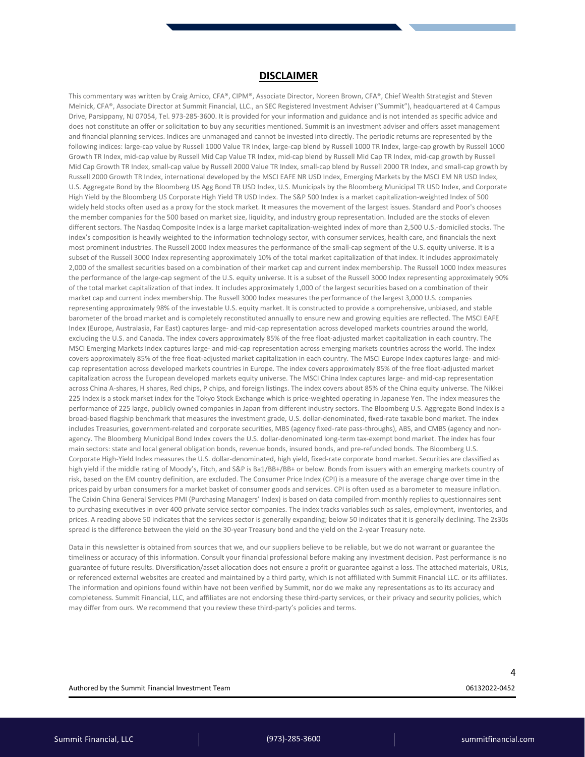## DISCLAIMER

This commentary was written by Craig Amico, CFA®, CIPM®, Associate Director, Noreen Brown, CFA®, Chief Wealth Strategist and Steven Melnick, CFA®, Associate Director at Summit Financial, LLC., an SEC Registered Investment Adviser ("Summit"), headquartered at 4 Campus Drive, Parsippany, NJ 07054, Tel. 973-285-3600. It is provided for your information and guidance and is not intended as specific advice and does not constitute an offer or solicitation to buy any securities mentioned. Summit is an investment adviser and offers asset management and financial planning services. Indices are unmanaged and cannot be invested into directly. The periodic returns are represented by the following indices: large-cap value by Russell 1000 Value TR Index, large-cap blend by Russell 1000 TR Index, large-cap growth by Russell 1000 Growth TR Index, mid-cap value by Russell Mid Cap Value TR Index, mid-cap blend by Russell Mid Cap TR Index, mid-cap growth by Russell Mid Cap Growth TR Index, small-cap value by Russell 2000 Value TR Index, small-cap blend by Russell 2000 TR Index, and small-cap growth by Russell 2000 Growth TR Index, international developed by the MSCI EAFE NR USD Index, Emerging Markets by the MSCI EM NR USD Index, U.S. Aggregate Bond by the Bloomberg US Agg Bond TR USD Index, U.S. Municipals by the Bloomberg Municipal TR USD Index, and Corporate High Yield by the Bloomberg US Corporate High Yield TR USD Index. The S&P 500 Index is a market capitalization-weighted Index of 500 widely held stocks often used as a proxy for the stock market. It measures the movement of the largest issues. Standard and Poor's chooses the member companies for the 500 based on market size, liquidity, and industry group representation. Included are the stocks of eleven different sectors. The Nasdaq Composite Index is a large market capitalization-weighted index of more than 2,500 U.S.-domiciled stocks. The index's composition is heavily weighted to the information technology sector, with consumer services, health care, and financials the next most prominent industries. The Russell 2000 Index measures the performance of the small-cap segment of the U.S. equity universe. It is a subset of the Russell 3000 Index representing approximately 10% of the total market capitalization of that index. It includes approximately 2,000 of the smallest securities based on a combination of their market cap and current index membership. The Russell 1000 Index measures the performance of the large-cap segment of the U.S. equity universe. It is a subset of the Russell 3000 Index representing approximately 90% of the total market capitalization of that index. It includes approximately 1,000 of the largest securities based on a combination of their market cap and current index membership. The Russell 3000 Index measures the performance of the largest 3,000 U.S. companies representing approximately 98% of the investable U.S. equity market. It is constructed to provide a comprehensive, unbiased, and stable barometer of the broad market and is completely reconstituted annually to ensure new and growing equities are reflected. The MSCI EAFE Index (Europe, Australasia, Far East) captures large- and mid-cap representation across developed markets countries around the world, excluding the U.S. and Canada. The index covers approximately 85% of the free float-adjusted market capitalization in each country. The MSCI Emerging Markets Index captures large- and mid-cap representation across emerging markets countries across the world. The index covers approximately 85% of the free float-adjusted market capitalization in each country. The MSCI Europe Index captures large- and mid-cap representation across developed markets countries in Europe. The index covers approximately 85% of the free float-adjusted market capitalization across the European developed markets equity universe. The MSCI China Index captures large- and mid-cap representation across China A-shares, H shares, Red chips, P chips, and foreign listings. The index covers about 85% of the China equity universe. The Nikkei 225 Index is a stock market index for the Tokyo Stock Exchange which is price-weighted operating in Japanese Yen. The index measures the performance of 225 large, publicly owned companies in Japan from different industry sectors. The Bloomberg U.S. Aggregate Bond Index is a broad-based flagship benchmark that measures the investment grade, U.S. dollar-denominated, fixed-rate taxable bond market. The index includes Treasuries, government-related and corporate securities, MBS (agency fixed-rate pass-throughs), ABS, and CMBS (agency and non-agency. The Bloomberg Municipal Bond Index covers the U.S. dollar-denominated long-term tax-exempt bond market. The index has four main sectors: state and local general obligation bonds, revenue bonds, insured bonds, and pre-refunded bonds. The Bloomberg U.S. Corporate High-Yield Index measures the U.S. dollar-denominated, high yield, fixed-rate corporate bond market. Securities are classified as high yield if the middle rating of Moody's, Fitch, and S&P is Ba1/BB+/BB+ or below. Bonds from issuers with an emerging markets country of risk, based on the EM country definition, are excluded. The Consumer Price Index (CPI) is a measure of the average change over time in the prices paid by urban consumers for a market basket of consumer goods and services. CPI is often used as a barometer to measure inflation. The Caixin China General Services PMI (Purchasing Managers' Index) is based on data compiled from monthly replies to questionnaires sent to purchasing executives in over 400 private service sector companies. The index tracks variables such as sales, employment, inventories, and prices. A reading above 50 indicates that the services sector is generally expanding; below 50 indicates that it is generally declining. The 2s30s spread is the difference between the yield on the 30-year Treasury bond and the yield on the 2-year Treasury note.

Data in this newsletter is obtained from sources that we, and our suppliers believe to be reliable, but we do not warrant or guarantee the timeliness or accuracy of this information. Consult your financial professional before making any investment decision. Past performance is no guarantee of future results. Diversification/asset allocation does not ensure a profit or guarantee against a loss. The attached materials, URLs, or referenced external websites are created and maintained by a third party, which is not affiliated with Summit Financial LLC. or its affiliates. The information and opinions found within have not been verified by Summit, nor do we make any representations as to its accuracy and completeness. Summit Financial, LLC, and affiliates are not endorsing these third-party services, or their privacy and security policies, which may differ from ours. We recommend that you review these third-party's policies and terms.

06132022-0452